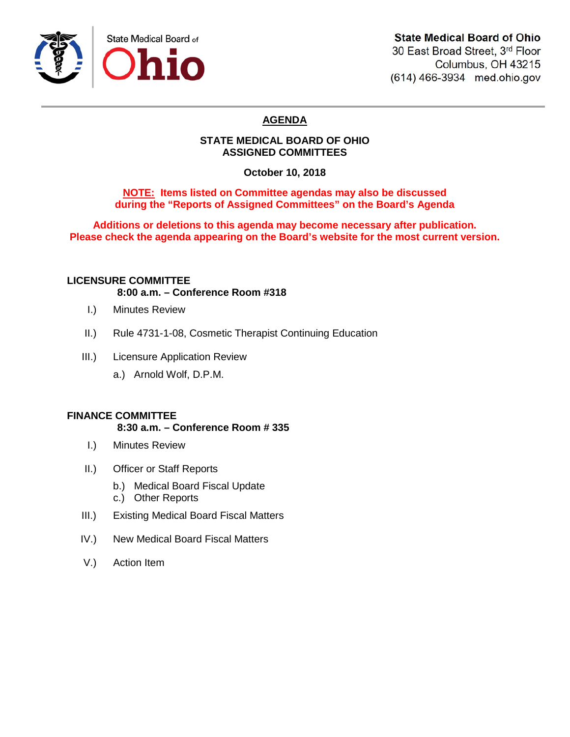State Medical Board of **Ohio**

**State Medical Board of Ohio**
30 East Broad Street, 3rd Floor
Columbus, OH 43215
(614) 466-3934 med.ohio.gov

# AGENDA

## STATE MEDICAL BOARD OF OHIO
## ASSIGNED COMMITTEES

**October 10, 2018**

**NOTE: Items listed on Committee agendas may also be discussed during the "Reports of Assigned Committees" on the Board's Agenda**

**Additions or deletions to this agenda may become necessary after publication. Please check the agenda appearing on the Board's website for the most current version.**

### LICENSURE COMMITTEE
**8:00 a.m. – Conference Room #318**

I.) Minutes Review

II.) Rule 4731-1-08, Cosmetic Therapist Continuing Education

III.) Licensure Application Review

a.) Arnold Wolf, D.P.M.

### FINANCE COMMITTEE
**8:30 a.m. – Conference Room # 335**

I.) Minutes Review

II.) Officer or Staff Reports

b.) Medical Board Fiscal Update
c.) Other Reports

III.) Existing Medical Board Fiscal Matters

IV.) New Medical Board Fiscal Matters

V.) Action Item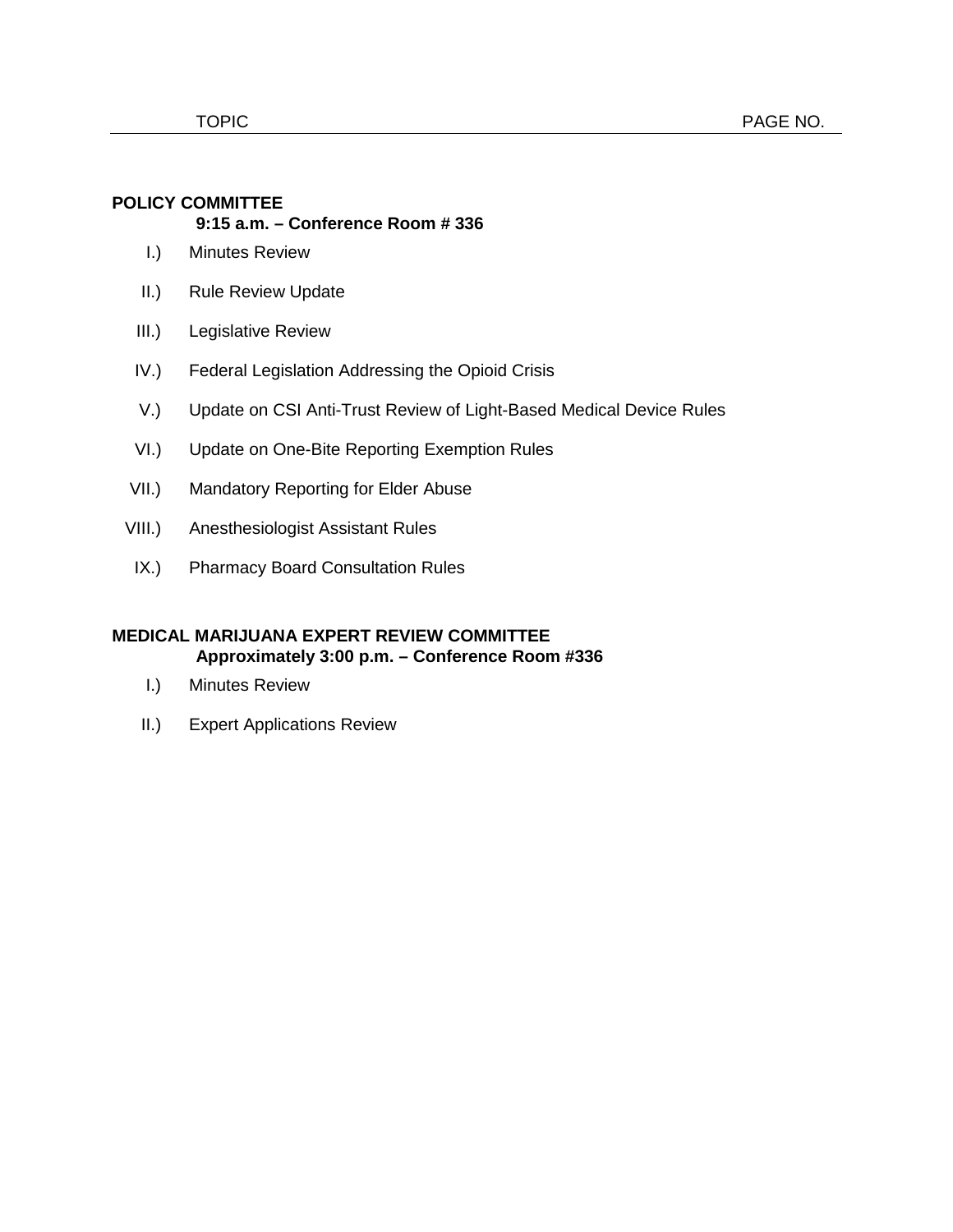| TOPIC | PAGE NO. |
| --- | --- |

**POLICY COMMITTEE**
**9:15 a.m. – Conference Room # 336**

I.) Minutes Review

II.) Rule Review Update

III.) Legislative Review

IV.) Federal Legislation Addressing the Opioid Crisis

V.) Update on CSI Anti-Trust Review of Light-Based Medical Device Rules

VI.) Update on One-Bite Reporting Exemption Rules

VII.) Mandatory Reporting for Elder Abuse

VIII.) Anesthesiologist Assistant Rules

IX.) Pharmacy Board Consultation Rules

**MEDICAL MARIJUANA EXPERT REVIEW COMMITTEE**
**Approximately 3:00 p.m. – Conference Room #336**

I.) Minutes Review

II.) Expert Applications Review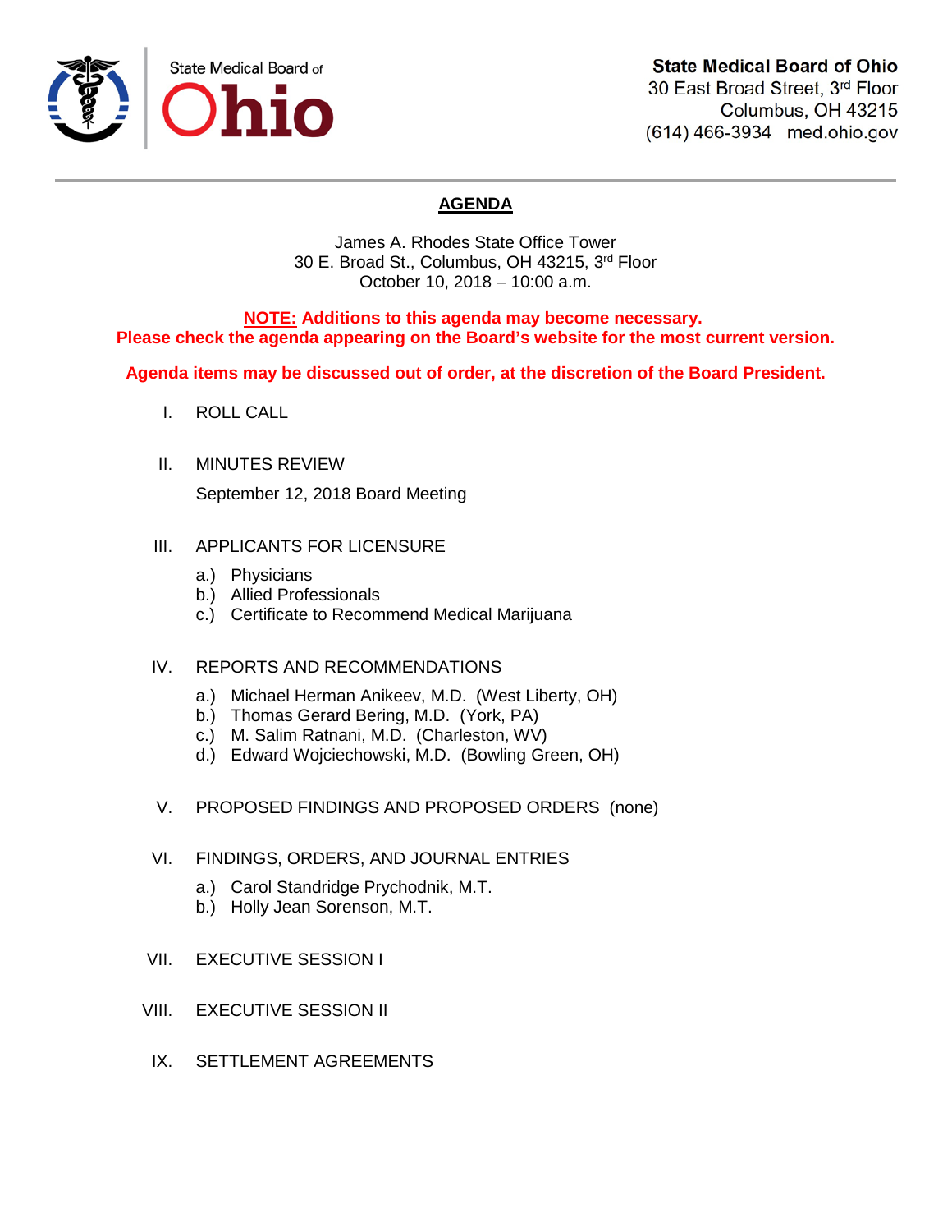**State Medical Board of Ohio**
30 East Broad Street, 3rd Floor
Columbus, OH 43215
(614) 466-3934 med.ohio.gov

# AGENDA

James A. Rhodes State Office Tower
30 E. Broad St., Columbus, OH 43215, 3rd Floor
October 10, 2018 – 10:00 a.m.

**NOTE: Additions to this agenda may become necessary.**
**Please check the agenda appearing on the Board's website for the most current version.**

**Agenda items may be discussed out of order, at the discretion of the Board President.**

I. ROLL CALL

II. MINUTES REVIEW

September 12, 2018 Board Meeting

III. APPLICANTS FOR LICENSURE

a.) Physicians
b.) Allied Professionals
c.) Certificate to Recommend Medical Marijuana

IV. REPORTS AND RECOMMENDATIONS

a.) Michael Herman Anikeev, M.D. (West Liberty, OH)
b.) Thomas Gerard Bering, M.D. (York, PA)
c.) M. Salim Ratnani, M.D. (Charleston, WV)
d.) Edward Wojciechowski, M.D. (Bowling Green, OH)

V. PROPOSED FINDINGS AND PROPOSED ORDERS (none)

VI. FINDINGS, ORDERS, AND JOURNAL ENTRIES

a.) Carol Standridge Prychodnik, M.T.
b.) Holly Jean Sorenson, M.T.

VII. EXECUTIVE SESSION I

VIII. EXECUTIVE SESSION II

IX. SETTLEMENT AGREEMENTS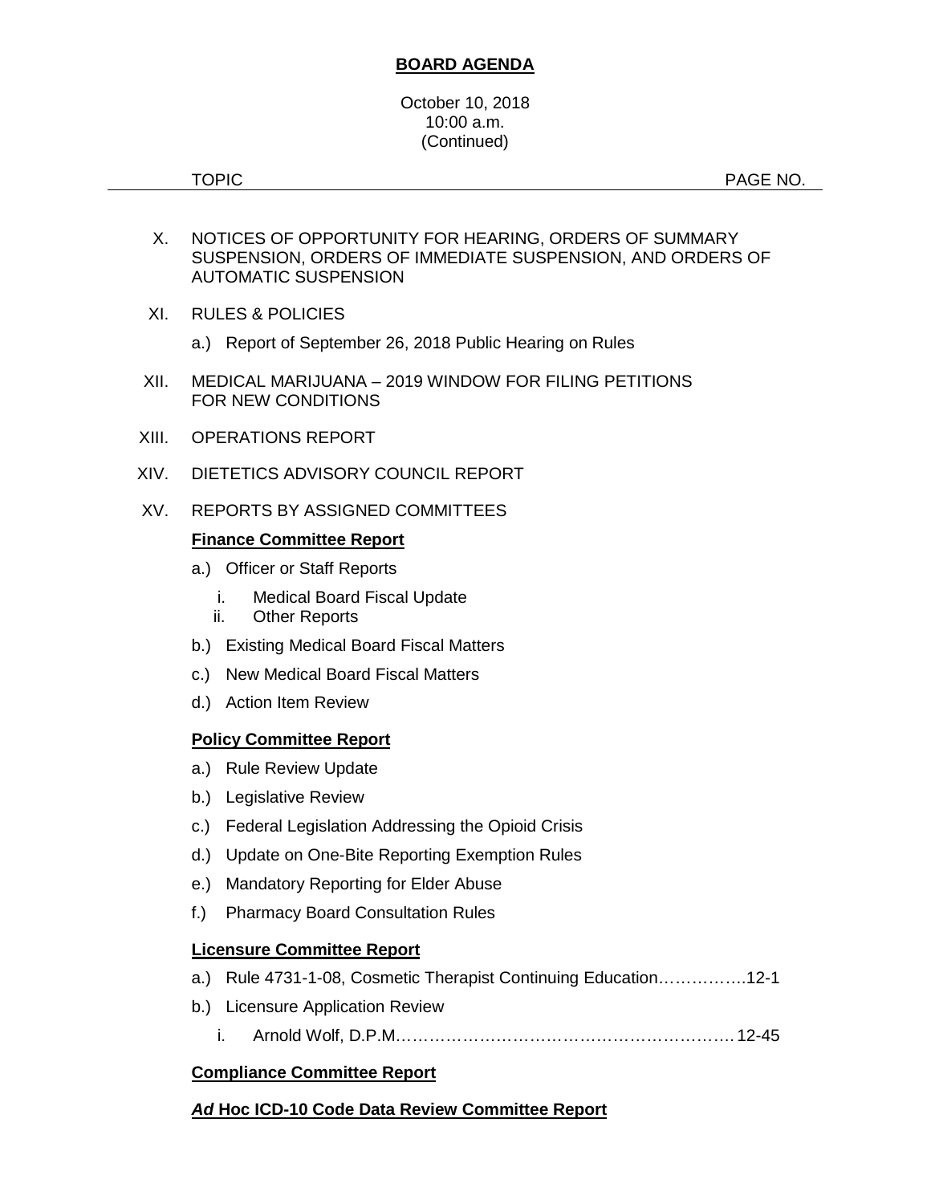## BOARD AGENDA

October 10, 2018
10:00 a.m.
(Continued)

| TOPIC | PAGE NO. |
|---|---|

X. NOTICES OF OPPORTUNITY FOR HEARING, ORDERS OF SUMMARY SUSPENSION, ORDERS OF IMMEDIATE SUSPENSION, AND ORDERS OF AUTOMATIC SUSPENSION

XI. RULES & POLICIES

- a.) Report of September 26, 2018 Public Hearing on Rules

XII. MEDICAL MARIJUANA – 2019 WINDOW FOR FILING PETITIONS FOR NEW CONDITIONS

XIII. OPERATIONS REPORT

XIV. DIETETICS ADVISORY COUNCIL REPORT

XV. REPORTS BY ASSIGNED COMMITTEES

**Finance Committee Report**

- a.) Officer or Staff Reports
  - i. Medical Board Fiscal Update
  - ii. Other Reports
- b.) Existing Medical Board Fiscal Matters
- c.) New Medical Board Fiscal Matters
- d.) Action Item Review

**Policy Committee Report**

- a.) Rule Review Update
- b.) Legislative Review
- c.) Federal Legislation Addressing the Opioid Crisis
- d.) Update on One-Bite Reporting Exemption Rules
- e.) Mandatory Reporting for Elder Abuse
- f.) Pharmacy Board Consultation Rules

**Licensure Committee Report**

- a.) Rule 4731-1-08, Cosmetic Therapist Continuing Education…………….12-1
- b.) Licensure Application Review
  - i. Arnold Wolf, D.P.M……………………………………………………12-45

**Compliance Committee Report**

***Ad* Hoc ICD-10 Code Data Review Committee Report**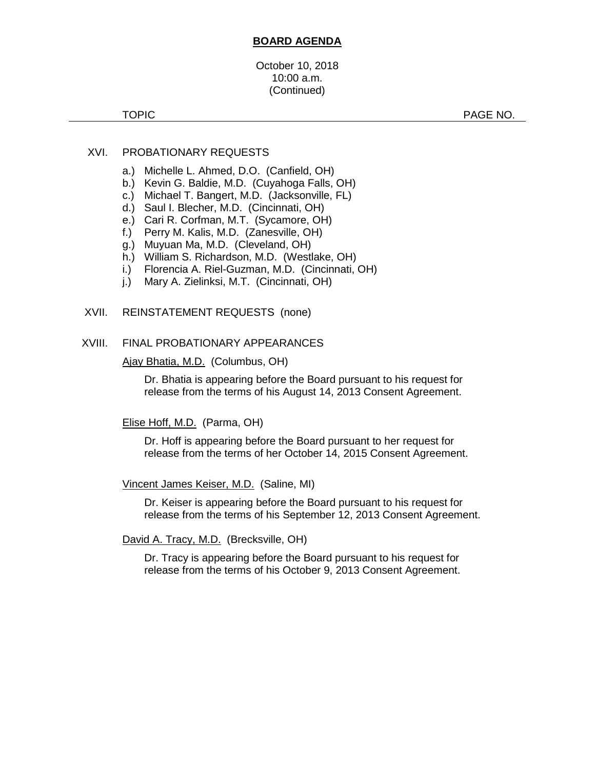**BOARD AGENDA**

October 10, 2018
10:00 a.m.
(Continued)

TOPIC PAGE NO.

XVI. PROBATIONARY REQUESTS

a.) Michelle L. Ahmed, D.O. (Canfield, OH)
b.) Kevin G. Baldie, M.D. (Cuyahoga Falls, OH)
c.) Michael T. Bangert, M.D. (Jacksonville, FL)
d.) Saul I. Blecher, M.D. (Cincinnati, OH)
e.) Cari R. Corfman, M.T. (Sycamore, OH)
f.) Perry M. Kalis, M.D. (Zanesville, OH)
g.) Muyuan Ma, M.D. (Cleveland, OH)
h.) William S. Richardson, M.D. (Westlake, OH)
i.) Florencia A. Riel-Guzman, M.D. (Cincinnati, OH)
j.) Mary A. Zielinksi, M.T. (Cincinnati, OH)

XVII. REINSTATEMENT REQUESTS (none)

XVIII. FINAL PROBATIONARY APPEARANCES

Ajay Bhatia, M.D. (Columbus, OH)

Dr. Bhatia is appearing before the Board pursuant to his request for release from the terms of his August 14, 2013 Consent Agreement.

Elise Hoff, M.D. (Parma, OH)

Dr. Hoff is appearing before the Board pursuant to her request for release from the terms of her October 14, 2015 Consent Agreement.

Vincent James Keiser, M.D. (Saline, MI)

Dr. Keiser is appearing before the Board pursuant to his request for release from the terms of his September 12, 2013 Consent Agreement.

David A. Tracy, M.D. (Brecksville, OH)

Dr. Tracy is appearing before the Board pursuant to his request for release from the terms of his October 9, 2013 Consent Agreement.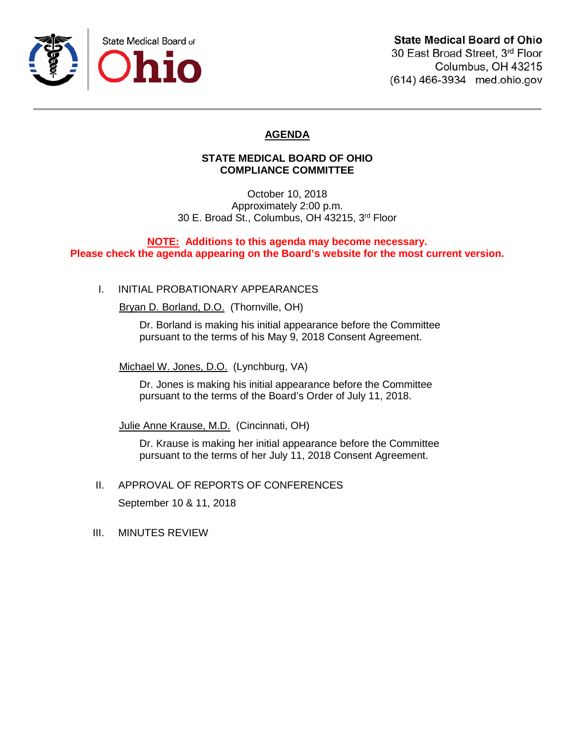State Medical Board of Ohio

**State Medical Board of Ohio**
30 East Broad Street, 3rd Floor
Columbus, OH 43215
(614) 466-3934 med.ohio.gov

# AGENDA

**STATE MEDICAL BOARD OF OHIO**
**COMPLIANCE COMMITTEE**

October 10, 2018
Approximately 2:00 p.m.
30 E. Broad St., Columbus, OH 43215, 3rd Floor

**NOTE: Additions to this agenda may become necessary.**
**Please check the agenda appearing on the Board's website for the most current version.**

I. INITIAL PROBATIONARY APPEARANCES

Bryan D. Borland, D.O. (Thornville, OH)

Dr. Borland is making his initial appearance before the Committee pursuant to the terms of his May 9, 2018 Consent Agreement.

Michael W. Jones, D.O. (Lynchburg, VA)

Dr. Jones is making his initial appearance before the Committee pursuant to the terms of the Board's Order of July 11, 2018.

Julie Anne Krause, M.D. (Cincinnati, OH)

Dr. Krause is making her initial appearance before the Committee pursuant to the terms of her July 11, 2018 Consent Agreement.

II. APPROVAL OF REPORTS OF CONFERENCES

September 10 & 11, 2018

III. MINUTES REVIEW